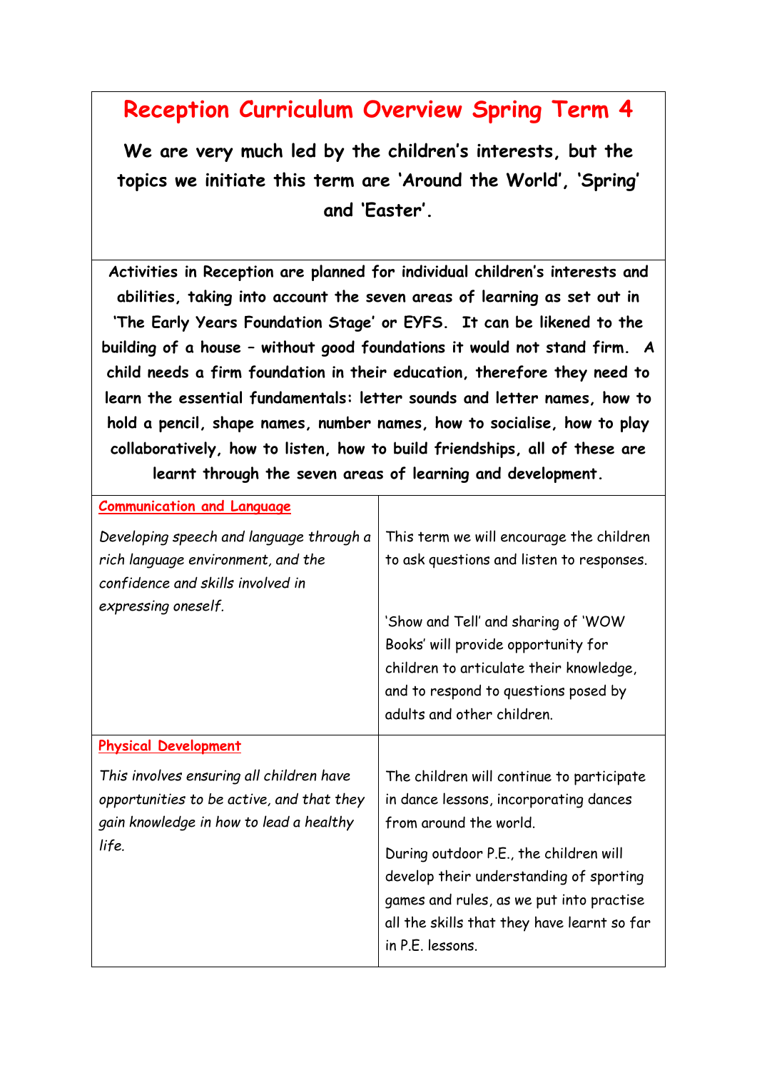# Reception Curriculum Overview Spring Term 4

**We are very much led by the children's interests, but the topics we initiate this term are 'Around the World', 'Spring' and 'Easter'.**

**Activities in Reception are planned for individual children's interests and abilities, taking into account the seven areas of learning as set out in 'The Early Years Foundation Stage' or EYFS. It can be likened to the building of a house – without good foundations it would not stand firm. A child needs a firm foundation in their education, therefore they need to learn the essential fundamentals: letter sounds and letter names, how to hold a pencil, shape names, number names, how to socialise, how to play collaboratively, how to listen, how to build friendships, all of these are learnt through the seven areas of learning and development.**

| Area of learning | This term |
| --- | --- |
| **Communication and Language**<br><br>*Developing speech and language through a rich language environment, and the confidence and skills involved in expressing oneself.* | This term we will encourage the children to ask questions and listen to responses.<br><br>'Show and Tell' and sharing of 'WOW Books' will provide opportunity for children to articulate their knowledge, and to respond to questions posed by adults and other children. |
| **Physical Development**<br><br>*This involves ensuring all children have opportunities to be active, and that they gain knowledge in how to lead a healthy life.* | The children will continue to participate in dance lessons, incorporating dances from around the world.<br><br>During outdoor P.E., the children will develop their understanding of sporting games and rules, as we put into practise all the skills that they have learnt so far in P.E. lessons. |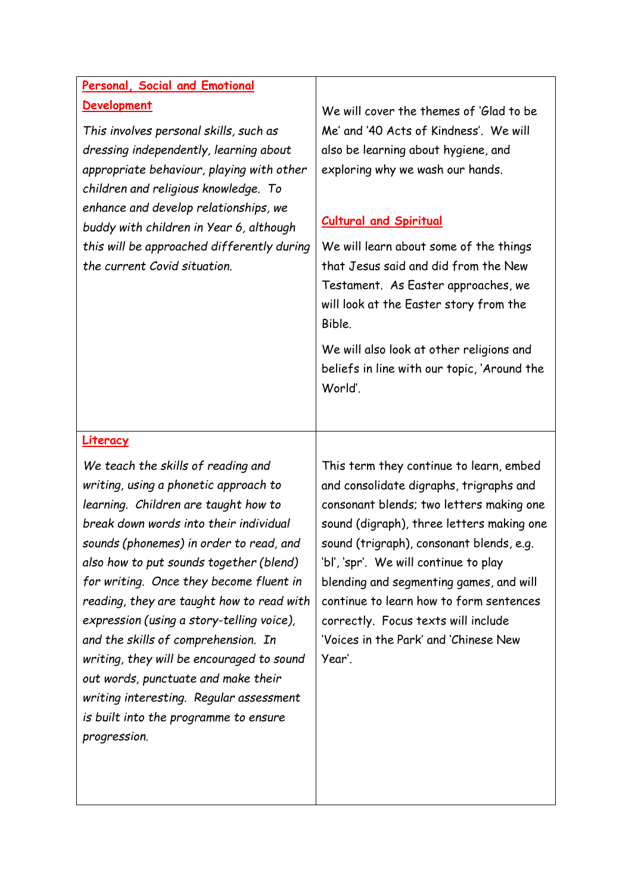| **Personal, Social and Emotional Development**<br><br>*This involves personal skills, such as dressing independently, learning about appropriate behaviour, playing with other children and religious knowledge. To enhance and develop relationships, we buddy with children in Year 6, although this will be approached differently during the current Covid situation.* | We will cover the themes of 'Glad to be Me' and '40 Acts of Kindness'. We will also be learning about hygiene, and exploring why we wash our hands.<br><br>**Cultural and Spiritual**<br><br>We will learn about some of the things that Jesus said and did from the New Testament. As Easter approaches, we will look at the Easter story from the Bible.<br><br>We will also look at other religions and beliefs in line with our topic, 'Around the World'. |
|---|---|
| **Literacy**<br><br>*We teach the skills of reading and writing, using a phonetic approach to learning. Children are taught how to break down words into their individual sounds (phonemes) in order to read, and also how to put sounds together (blend) for writing. Once they become fluent in reading, they are taught how to read with expression (using a story-telling voice), and the skills of comprehension. In writing, they will be encouraged to sound out words, punctuate and make their writing interesting. Regular assessment is built into the programme to ensure progression.* | This term they continue to learn, embed and consolidate digraphs, trigraphs and consonant blends; two letters making one sound (digraph), three letters making one sound (trigraph), consonant blends, e.g. 'bl', 'spr'. We will continue to play blending and segmenting games, and will continue to learn how to form sentences correctly. Focus texts will include 'Voices in the Park' and 'Chinese New Year'. |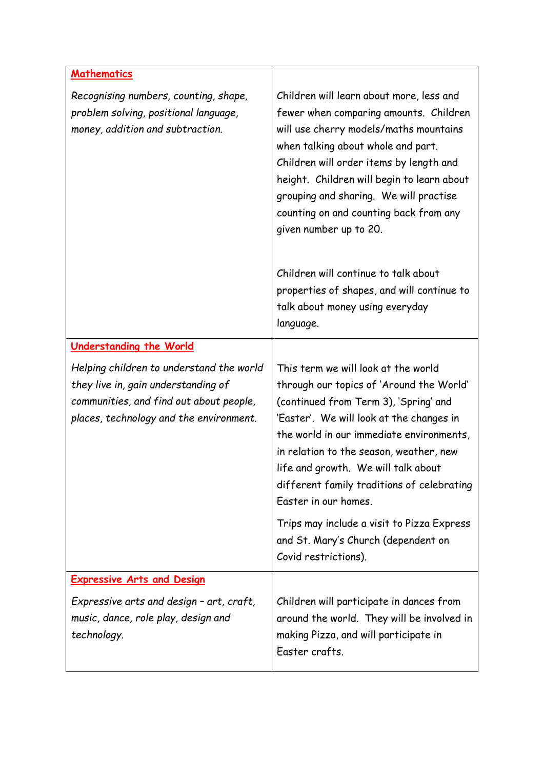| | |
|---|---|
| **Mathematics**<br><br>*Recognising numbers, counting, shape, problem solving, positional language, money, addition and subtraction.* | Children will learn about more, less and fewer when comparing amounts. Children will use cherry models/maths mountains when talking about whole and part. Children will order items by length and height. Children will begin to learn about grouping and sharing. We will practise counting on and counting back from any given number up to 20.<br><br>Children will continue to talk about properties of shapes, and will continue to talk about money using everyday language. |
| **Understanding the World**<br><br>*Helping children to understand the world they live in, gain understanding of communities, and find out about people, places, technology and the environment.* | This term we will look at the world through our topics of 'Around the World' (continued from Term 3), 'Spring' and 'Easter'. We will look at the changes in the world in our immediate environments, in relation to the season, weather, new life and growth. We will talk about different family traditions of celebrating Easter in our homes.<br><br>Trips may include a visit to Pizza Express and St. Mary's Church (dependent on Covid restrictions). |
| **Expressive Arts and Design**<br><br>*Expressive arts and design – art, craft, music, dance, role play, design and technology.* | Children will participate in dances from around the world. They will be involved in making Pizza, and will participate in Easter crafts. |